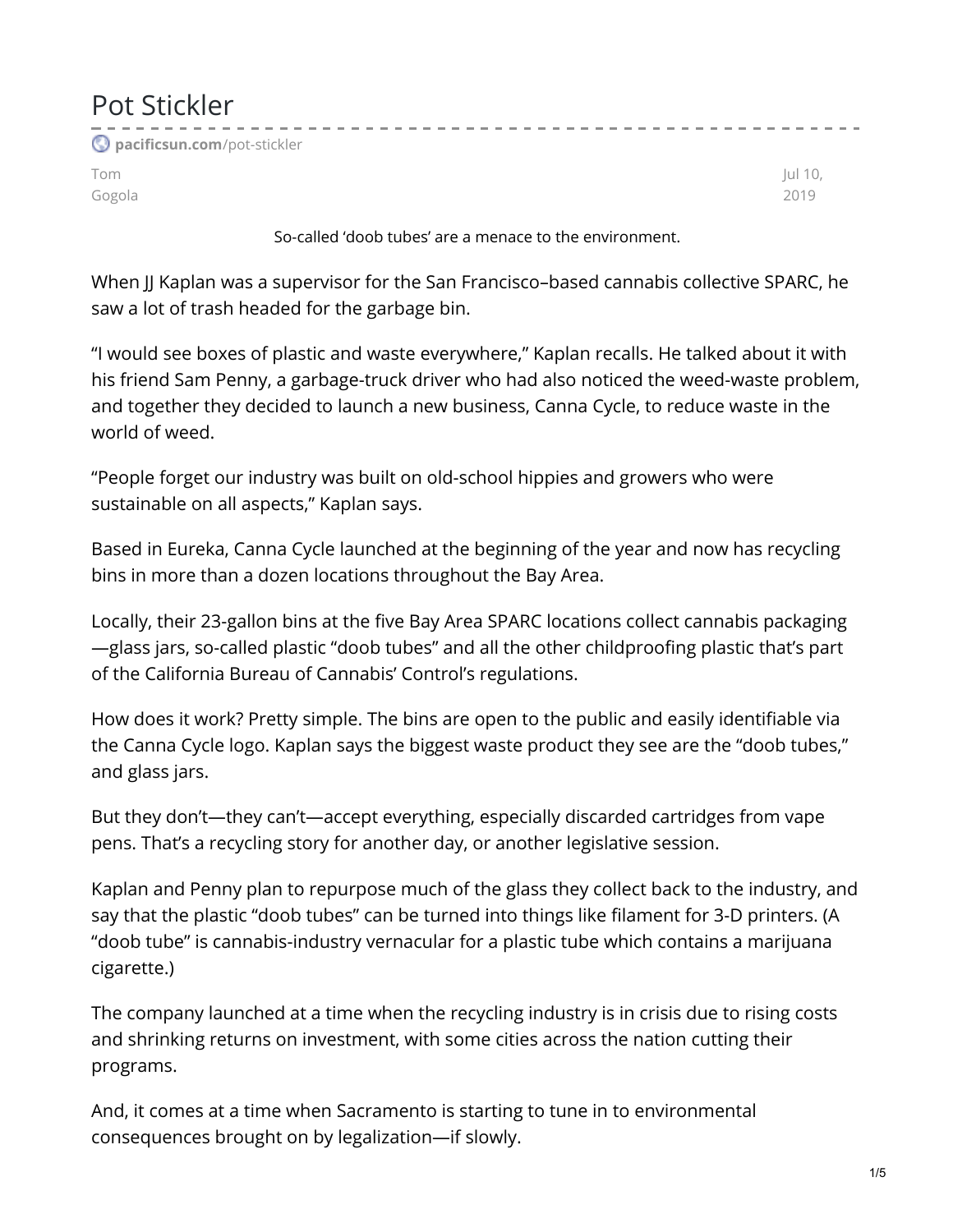# Pot Stickler

pacificsun.com/pot-stickler

Tom Gogola

Jul 10, 2019

So-called 'doob tubes' are a menace to the environment.

When JJ Kaplan was a supervisor for the San Francisco–based cannabis collective SPARC, he saw a lot of trash headed for the garbage bin.

"I would see boxes of plastic and waste everywhere," Kaplan recalls. He talked about it with his friend Sam Penny, a garbage-truck driver who had also noticed the weed-waste problem, and together they decided to launch a new business, Canna Cycle, to reduce waste in the world of weed.

"People forget our industry was built on old-school hippies and growers who were sustainable on all aspects," Kaplan says.

Based in Eureka, Canna Cycle launched at the beginning of the year and now has recycling bins in more than a dozen locations throughout the Bay Area.

Locally, their 23-gallon bins at the five Bay Area SPARC locations collect cannabis packaging—glass jars, so-called plastic "doob tubes" and all the other childproofing plastic that's part of the California Bureau of Cannabis' Control's regulations.

How does it work? Pretty simple. The bins are open to the public and easily identifiable via the Canna Cycle logo. Kaplan says the biggest waste product they see are the "doob tubes," and glass jars.

But they don't—they can't—accept everything, especially discarded cartridges from vape pens. That's a recycling story for another day, or another legislative session.

Kaplan and Penny plan to repurpose much of the glass they collect back to the industry, and say that the plastic "doob tubes" can be turned into things like filament for 3-D printers. (A "doob tube" is cannabis-industry vernacular for a plastic tube which contains a marijuana cigarette.)

The company launched at a time when the recycling industry is in crisis due to rising costs and shrinking returns on investment, with some cities across the nation cutting their programs.

And, it comes at a time when Sacramento is starting to tune in to environmental consequences brought on by legalization—if slowly.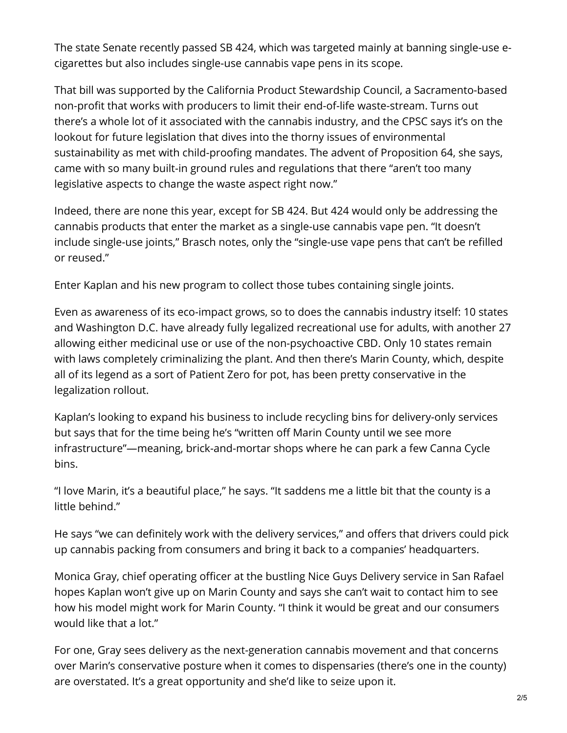The state Senate recently passed SB 424, which was targeted mainly at banning single-use e-cigarettes but also includes single-use cannabis vape pens in its scope.

That bill was supported by the California Product Stewardship Council, a Sacramento-based non-profit that works with producers to limit their end-of-life waste-stream. Turns out there's a whole lot of it associated with the cannabis industry, and the CPSC says it's on the lookout for future legislation that dives into the thorny issues of environmental sustainability as met with child-proofing mandates. The advent of Proposition 64, she says, came with so many built-in ground rules and regulations that there "aren't too many legislative aspects to change the waste aspect right now."

Indeed, there are none this year, except for SB 424. But 424 would only be addressing the cannabis products that enter the market as a single-use cannabis vape pen. "It doesn't include single-use joints," Brasch notes, only the "single-use vape pens that can't be refilled or reused."

Enter Kaplan and his new program to collect those tubes containing single joints.

Even as awareness of its eco-impact grows, so to does the cannabis industry itself: 10 states and Washington D.C. have already fully legalized recreational use for adults, with another 27 allowing either medicinal use or use of the non-psychoactive CBD. Only 10 states remain with laws completely criminalizing the plant. And then there's Marin County, which, despite all of its legend as a sort of Patient Zero for pot, has been pretty conservative in the legalization rollout.

Kaplan's looking to expand his business to include recycling bins for delivery-only services but says that for the time being he's "written off Marin County until we see more infrastructure"—meaning, brick-and-mortar shops where he can park a few Canna Cycle bins.

"I love Marin, it's a beautiful place," he says. "It saddens me a little bit that the county is a little behind."

He says "we can definitely work with the delivery services," and offers that drivers could pick up cannabis packing from consumers and bring it back to a companies' headquarters.

Monica Gray, chief operating officer at the bustling Nice Guys Delivery service in San Rafael hopes Kaplan won't give up on Marin County and says she can't wait to contact him to see how his model might work for Marin County. "I think it would be great and our consumers would like that a lot."

For one, Gray sees delivery as the next-generation cannabis movement and that concerns over Marin's conservative posture when it comes to dispensaries (there's one in the county) are overstated. It's a great opportunity and she'd like to seize upon it.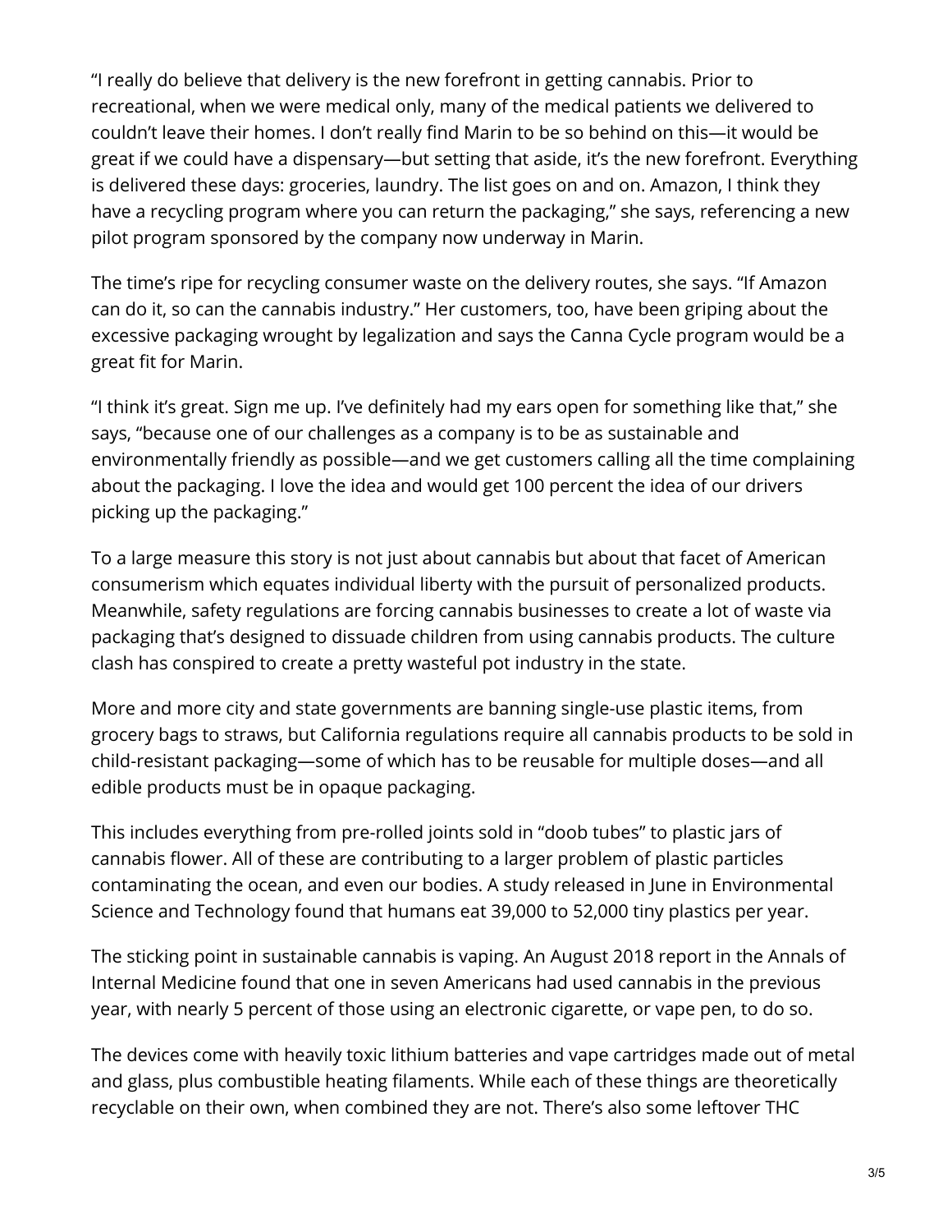"I really do believe that delivery is the new forefront in getting cannabis. Prior to recreational, when we were medical only, many of the medical patients we delivered to couldn't leave their homes. I don't really find Marin to be so behind on this—it would be great if we could have a dispensary—but setting that aside, it's the new forefront. Everything is delivered these days: groceries, laundry. The list goes on and on. Amazon, I think they have a recycling program where you can return the packaging," she says, referencing a new pilot program sponsored by the company now underway in Marin.

The time's ripe for recycling consumer waste on the delivery routes, she says. "If Amazon can do it, so can the cannabis industry." Her customers, too, have been griping about the excessive packaging wrought by legalization and says the Canna Cycle program would be a great fit for Marin.

"I think it's great. Sign me up. I've definitely had my ears open for something like that," she says, "because one of our challenges as a company is to be as sustainable and environmentally friendly as possible—and we get customers calling all the time complaining about the packaging. I love the idea and would get 100 percent the idea of our drivers picking up the packaging."

To a large measure this story is not just about cannabis but about that facet of American consumerism which equates individual liberty with the pursuit of personalized products. Meanwhile, safety regulations are forcing cannabis businesses to create a lot of waste via packaging that's designed to dissuade children from using cannabis products. The culture clash has conspired to create a pretty wasteful pot industry in the state.

More and more city and state governments are banning single-use plastic items, from grocery bags to straws, but California regulations require all cannabis products to be sold in child-resistant packaging—some of which has to be reusable for multiple doses—and all edible products must be in opaque packaging.

This includes everything from pre-rolled joints sold in "doob tubes" to plastic jars of cannabis flower. All of these are contributing to a larger problem of plastic particles contaminating the ocean, and even our bodies. A study released in June in Environmental Science and Technology found that humans eat 39,000 to 52,000 tiny plastics per year.

The sticking point in sustainable cannabis is vaping. An August 2018 report in the Annals of Internal Medicine found that one in seven Americans had used cannabis in the previous year, with nearly 5 percent of those using an electronic cigarette, or vape pen, to do so.

The devices come with heavily toxic lithium batteries and vape cartridges made out of metal and glass, plus combustible heating filaments. While each of these things are theoretically recyclable on their own, when combined they are not. There's also some leftover THC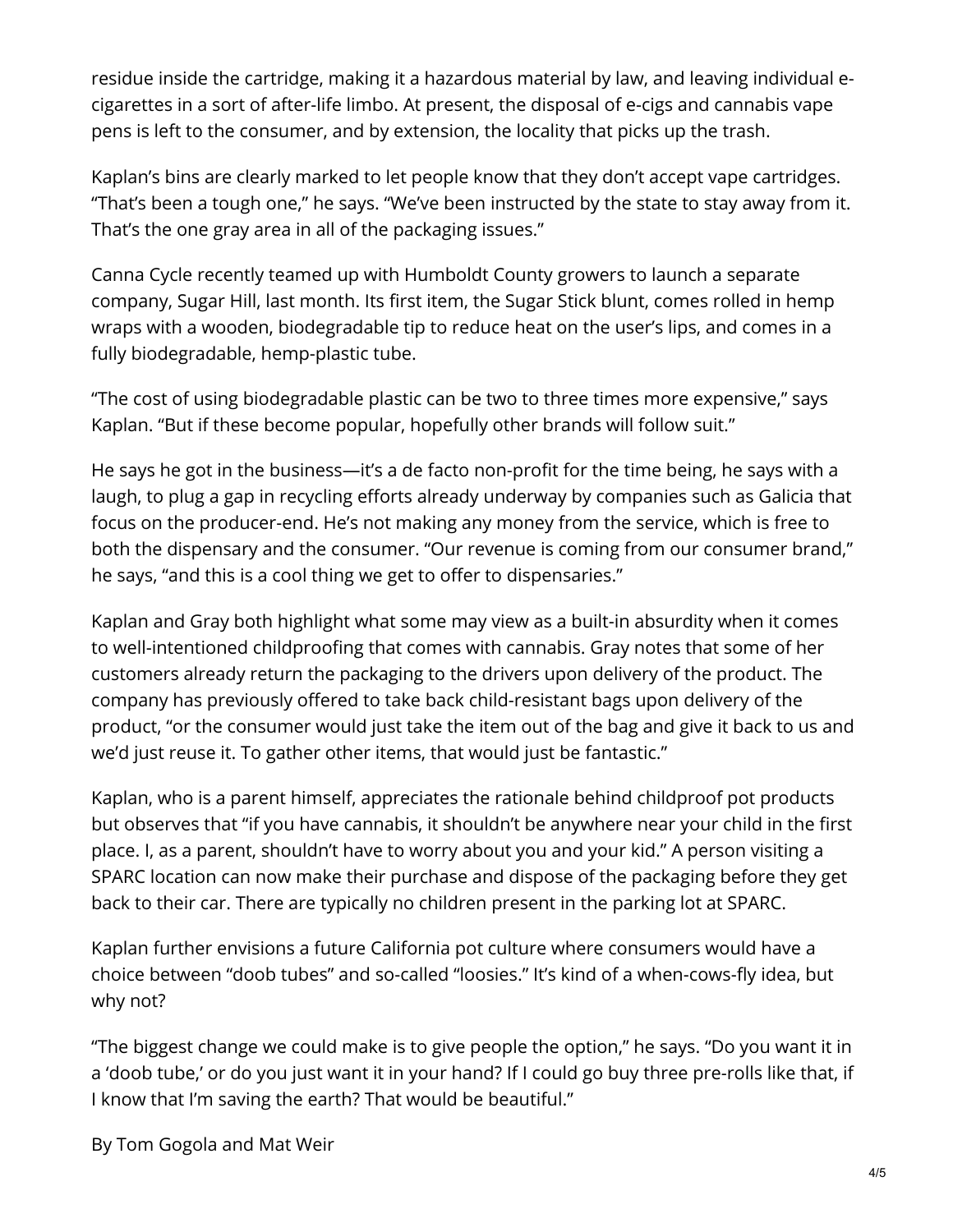residue inside the cartridge, making it a hazardous material by law, and leaving individual e-cigarettes in a sort of after-life limbo. At present, the disposal of e-cigs and cannabis vape pens is left to the consumer, and by extension, the locality that picks up the trash.

Kaplan's bins are clearly marked to let people know that they don't accept vape cartridges. "That's been a tough one," he says. "We've been instructed by the state to stay away from it. That's the one gray area in all of the packaging issues."

Canna Cycle recently teamed up with Humboldt County growers to launch a separate company, Sugar Hill, last month. Its first item, the Sugar Stick blunt, comes rolled in hemp wraps with a wooden, biodegradable tip to reduce heat on the user's lips, and comes in a fully biodegradable, hemp-plastic tube.

"The cost of using biodegradable plastic can be two to three times more expensive," says Kaplan. "But if these become popular, hopefully other brands will follow suit."

He says he got in the business—it's a de facto non-profit for the time being, he says with a laugh, to plug a gap in recycling efforts already underway by companies such as Galicia that focus on the producer-end. He's not making any money from the service, which is free to both the dispensary and the consumer. "Our revenue is coming from our consumer brand," he says, "and this is a cool thing we get to offer to dispensaries."

Kaplan and Gray both highlight what some may view as a built-in absurdity when it comes to well-intentioned childproofing that comes with cannabis. Gray notes that some of her customers already return the packaging to the drivers upon delivery of the product. The company has previously offered to take back child-resistant bags upon delivery of the product, "or the consumer would just take the item out of the bag and give it back to us and we'd just reuse it. To gather other items, that would just be fantastic."

Kaplan, who is a parent himself, appreciates the rationale behind childproof pot products but observes that "if you have cannabis, it shouldn't be anywhere near your child in the first place. I, as a parent, shouldn't have to worry about you and your kid." A person visiting a SPARC location can now make their purchase and dispose of the packaging before they get back to their car. There are typically no children present in the parking lot at SPARC.

Kaplan further envisions a future California pot culture where consumers would have a choice between "doob tubes" and so-called "loosies." It's kind of a when-cows-fly idea, but why not?

"The biggest change we could make is to give people the option," he says. "Do you want it in a 'doob tube,' or do you just want it in your hand? If I could go buy three pre-rolls like that, if I know that I'm saving the earth? That would be beautiful."

By Tom Gogola and Mat Weir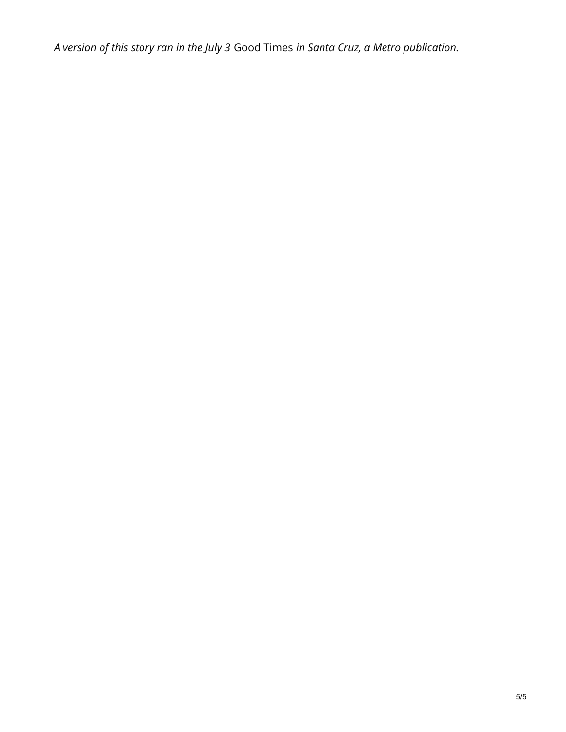*A version of this story ran in the July 3* Good Times *in Santa Cruz, a Metro publication.*